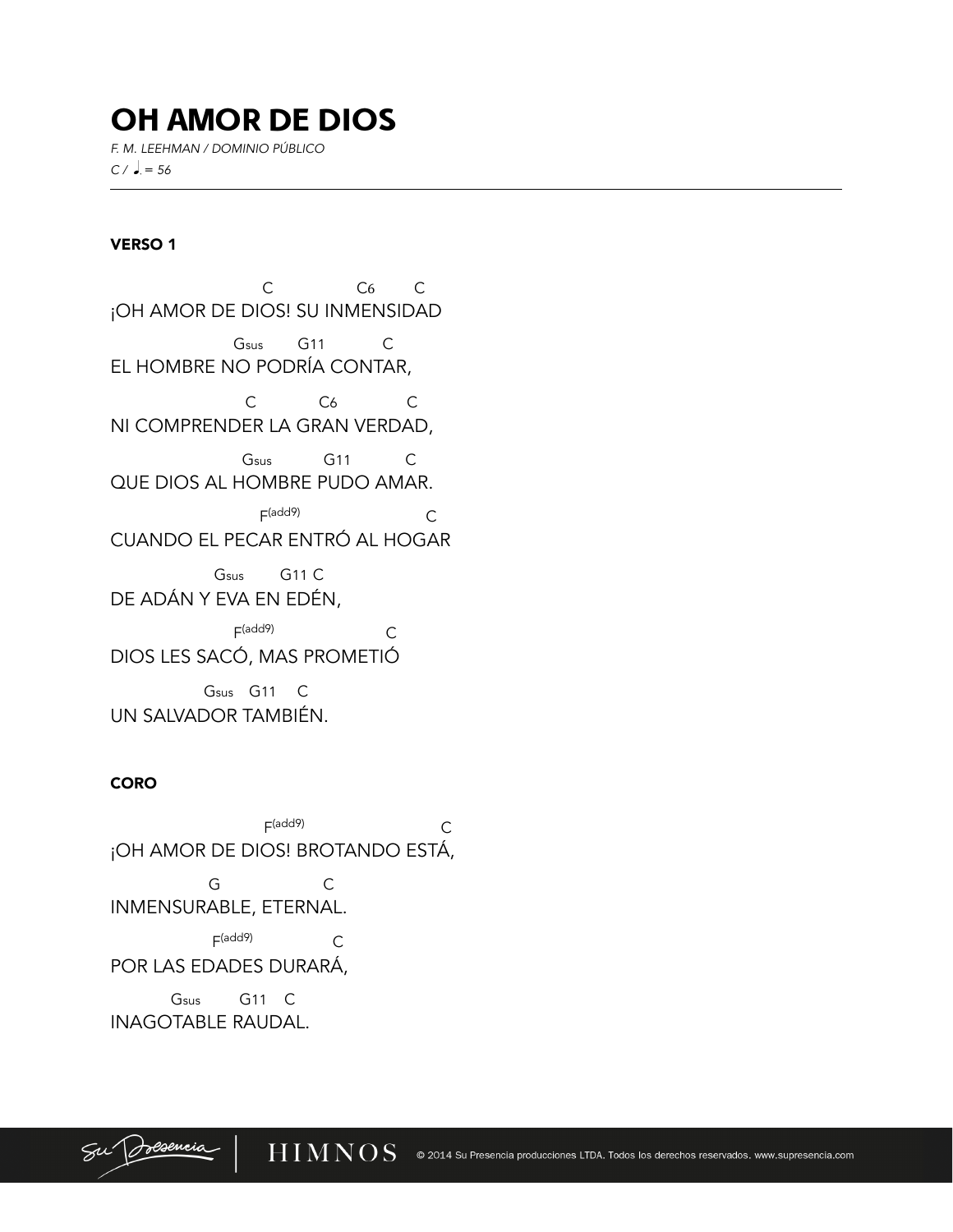# OH AMOR DE DIOS

*F. M. LEEHMAN / DOMINIO PÚBLICO*

*C / ♩. = 56*

---

**VERSO 1**

```
                    C              C6        C
¡OH AMOR DE DIOS! SU INMENSIDAD
                 Gsus      G11           C
EL HOMBRE NO PODRÍA CONTAR,
                   C           C6            C
NI COMPRENDER LA GRAN VERDAD,
                  Gsus         G11          C
QUE DIOS AL HOMBRE PUDO AMAR.
                    F(add9)                 C
CUANDO EL PECAR ENTRÓ AL HOGAR
               Gsus      G11 C
DE ADÁN Y EVA EN EDÉN,
                F(add9)              C
DIOS LES SACÓ, MAS PROMETIÓ
             Gsus   G11    C
UN SALVADOR TAMBIÉN.
```

**CORO**

```
                     F(add9)                   C
¡OH AMOR DE DIOS! BROTANDO ESTÁ,
              G                C
INMENSURABLE, ETERNAL.
              F(add9)          C
POR LAS EDADES DURARÁ,
        Gsus        G11    C
INAGOTABLE RAUDAL.
```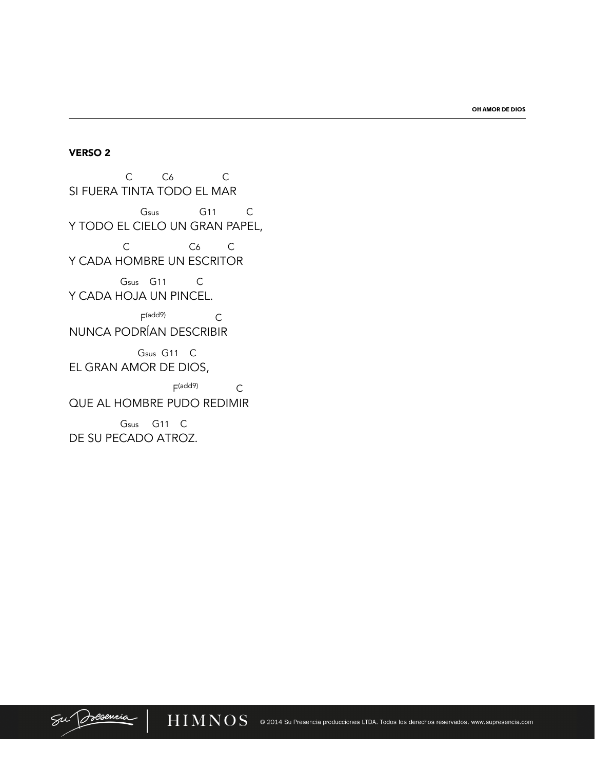## VERSO 2

```
            C        C6          C
SI FUERA TINTA TODO EL MAR
               Gsus        G11       C
Y TODO EL CIELO UN GRAN PAPEL,
           C             C6      C
Y CADA HOMBRE UN ESCRITOR
            Gsus   G11       C
Y CADA HOJA UN PINCEL.
               F(add9)         C
NUNCA PODRÍAN DESCRIBIR
              Gsus  G11   C
EL GRAN AMOR DE DIOS,
                       F(add9)      C
QUE AL HOMBRE PUDO REDIMIR
            Gsus    G11   C
DE SU PECADO ATROZ.
```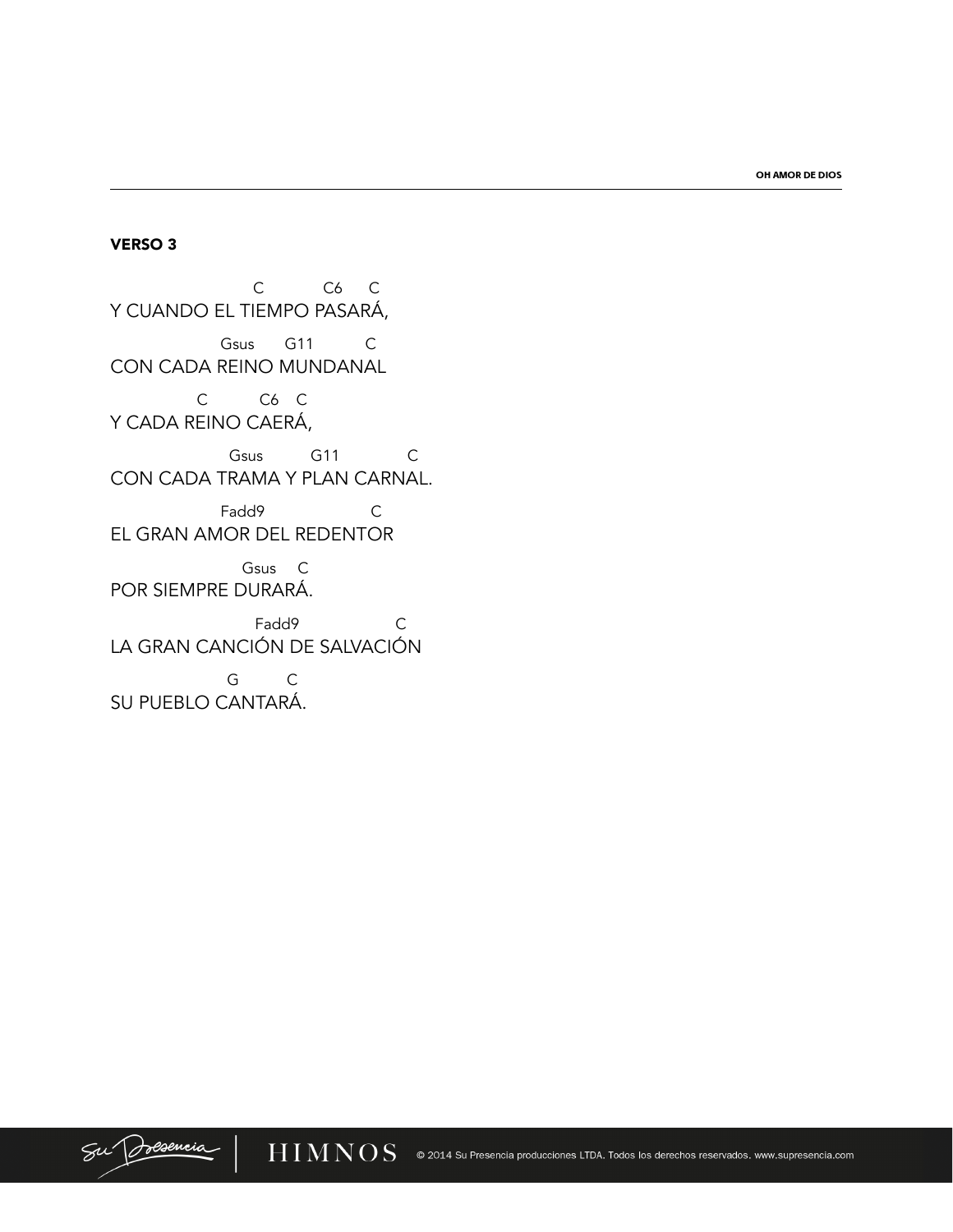## VERSO 3

```
                  C            C6     C
Y CUANDO EL TIEMPO PASARÁ,
              Gsus     G11          C
CON CADA REINO MUNDANAL
           C         C6   C
Y CADA REINO CAERÁ,
               Gsus        G11            C
CON CADA TRAMA Y PLAN CARNAL.
              Fadd9                C
EL GRAN AMOR DEL REDENTOR
                Gsus   C
POR SIEMPRE DURARÁ.
                 Fadd9                C
LA GRAN CANCIÓN DE SALVACIÓN
               G        C
SU PUEBLO CANTARÁ.
```